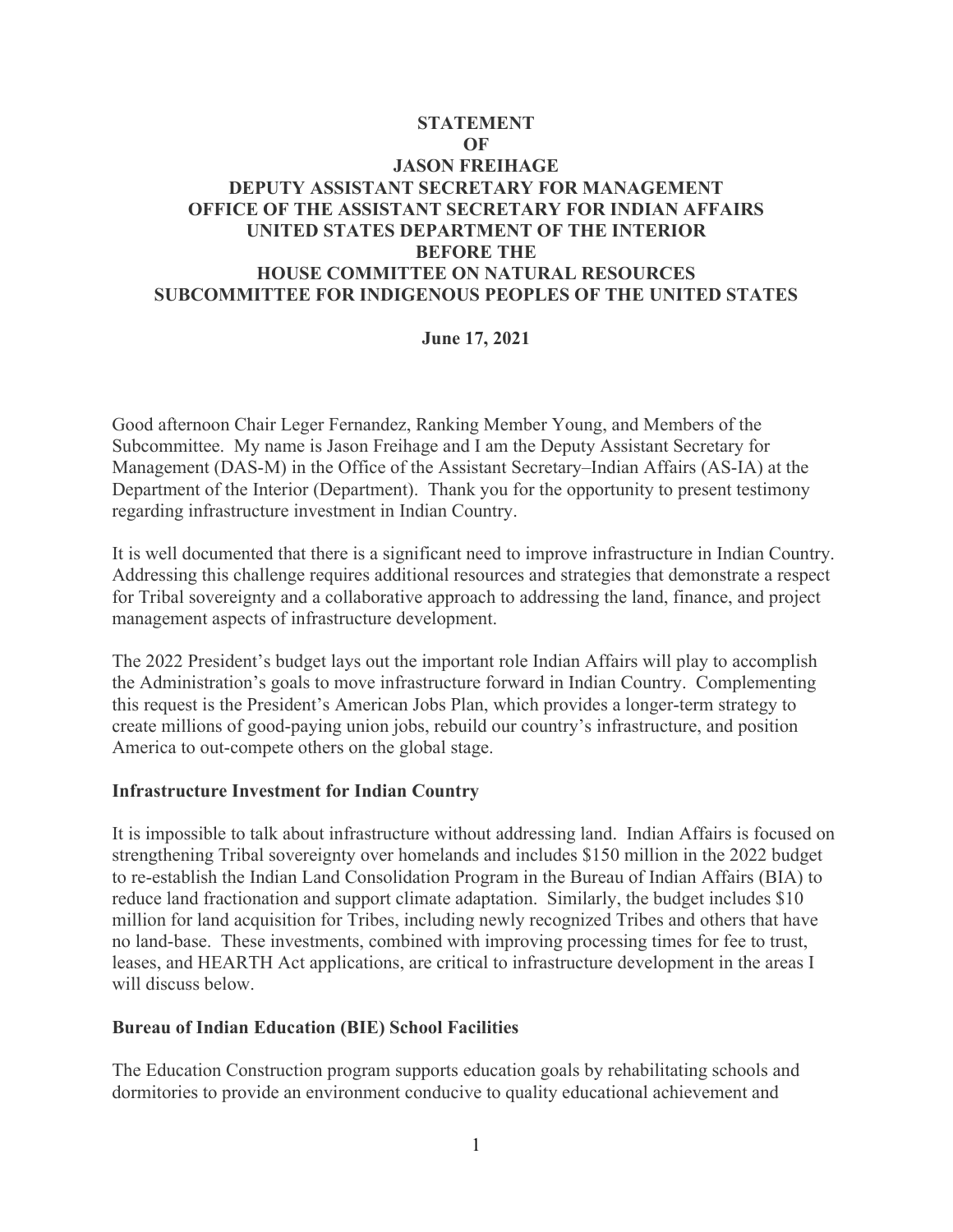**STATEMENT**
**OF**
**JASON FREIHAGE**
**DEPUTY ASSISTANT SECRETARY FOR MANAGEMENT**
**OFFICE OF THE ASSISTANT SECRETARY FOR INDIAN AFFAIRS**
**UNITED STATES DEPARTMENT OF THE INTERIOR**
**BEFORE THE**
**HOUSE COMMITTEE ON NATURAL RESOURCES**
**SUBCOMMITTEE FOR INDIGENOUS PEOPLES OF THE UNITED STATES**

**June 17, 2021**

Good afternoon Chair Leger Fernandez, Ranking Member Young, and Members of the Subcommittee. My name is Jason Freihage and I am the Deputy Assistant Secretary for Management (DAS-M) in the Office of the Assistant Secretary–Indian Affairs (AS-IA) at the Department of the Interior (Department). Thank you for the opportunity to present testimony regarding infrastructure investment in Indian Country.

It is well documented that there is a significant need to improve infrastructure in Indian Country. Addressing this challenge requires additional resources and strategies that demonstrate a respect for Tribal sovereignty and a collaborative approach to addressing the land, finance, and project management aspects of infrastructure development.

The 2022 President's budget lays out the important role Indian Affairs will play to accomplish the Administration's goals to move infrastructure forward in Indian Country. Complementing this request is the President's American Jobs Plan, which provides a longer-term strategy to create millions of good-paying union jobs, rebuild our country's infrastructure, and position America to out-compete others on the global stage.

## Infrastructure Investment for Indian Country

It is impossible to talk about infrastructure without addressing land. Indian Affairs is focused on strengthening Tribal sovereignty over homelands and includes $150 million in the 2022 budget to re-establish the Indian Land Consolidation Program in the Bureau of Indian Affairs (BIA) to reduce land fractionation and support climate adaptation. Similarly, the budget includes $10 million for land acquisition for Tribes, including newly recognized Tribes and others that have no land-base. These investments, combined with improving processing times for fee to trust, leases, and HEARTH Act applications, are critical to infrastructure development in the areas I will discuss below.

## Bureau of Indian Education (BIE) School Facilities

The Education Construction program supports education goals by rehabilitating schools and dormitories to provide an environment conducive to quality educational achievement and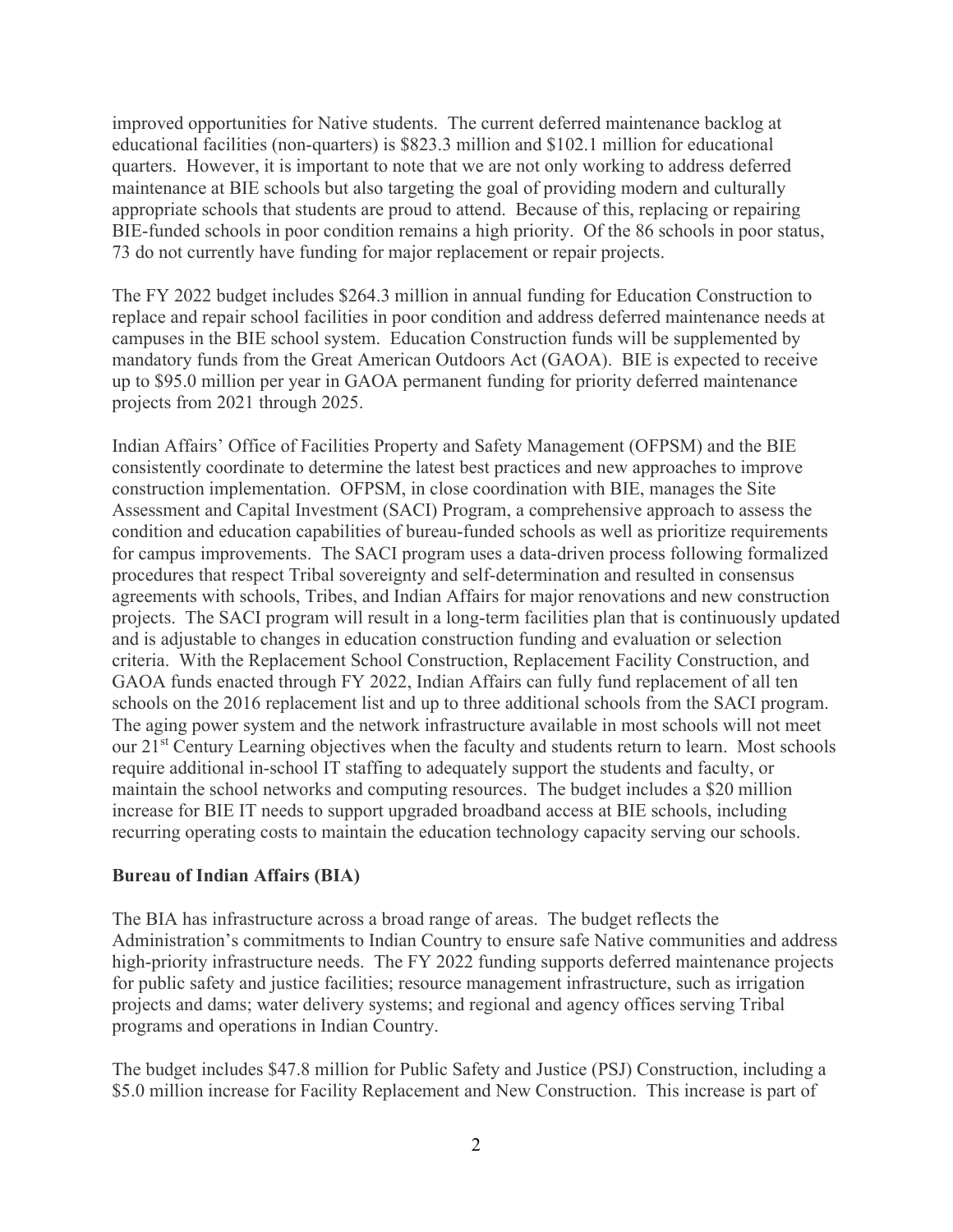improved opportunities for Native students. The current deferred maintenance backlog at educational facilities (non-quarters) is $823.3 million and $102.1 million for educational quarters. However, it is important to note that we are not only working to address deferred maintenance at BIE schools but also targeting the goal of providing modern and culturally appropriate schools that students are proud to attend. Because of this, replacing or repairing BIE-funded schools in poor condition remains a high priority. Of the 86 schools in poor status, 73 do not currently have funding for major replacement or repair projects.

The FY 2022 budget includes $264.3 million in annual funding for Education Construction to replace and repair school facilities in poor condition and address deferred maintenance needs at campuses in the BIE school system. Education Construction funds will be supplemented by mandatory funds from the Great American Outdoors Act (GAOA). BIE is expected to receive up to $95.0 million per year in GAOA permanent funding for priority deferred maintenance projects from 2021 through 2025.

Indian Affairs' Office of Facilities Property and Safety Management (OFPSM) and the BIE consistently coordinate to determine the latest best practices and new approaches to improve construction implementation. OFPSM, in close coordination with BIE, manages the Site Assessment and Capital Investment (SACI) Program, a comprehensive approach to assess the condition and education capabilities of bureau-funded schools as well as prioritize requirements for campus improvements. The SACI program uses a data-driven process following formalized procedures that respect Tribal sovereignty and self-determination and resulted in consensus agreements with schools, Tribes, and Indian Affairs for major renovations and new construction projects. The SACI program will result in a long-term facilities plan that is continuously updated and is adjustable to changes in education construction funding and evaluation or selection criteria. With the Replacement School Construction, Replacement Facility Construction, and GAOA funds enacted through FY 2022, Indian Affairs can fully fund replacement of all ten schools on the 2016 replacement list and up to three additional schools from the SACI program. The aging power system and the network infrastructure available in most schools will not meet our 21st Century Learning objectives when the faculty and students return to learn. Most schools require additional in-school IT staffing to adequately support the students and faculty, or maintain the school networks and computing resources. The budget includes a $20 million increase for BIE IT needs to support upgraded broadband access at BIE schools, including recurring operating costs to maintain the education technology capacity serving our schools.

**Bureau of Indian Affairs (BIA)**

The BIA has infrastructure across a broad range of areas. The budget reflects the Administration's commitments to Indian Country to ensure safe Native communities and address high-priority infrastructure needs. The FY 2022 funding supports deferred maintenance projects for public safety and justice facilities; resource management infrastructure, such as irrigation projects and dams; water delivery systems; and regional and agency offices serving Tribal programs and operations in Indian Country.

The budget includes $47.8 million for Public Safety and Justice (PSJ) Construction, including a $5.0 million increase for Facility Replacement and New Construction. This increase is part of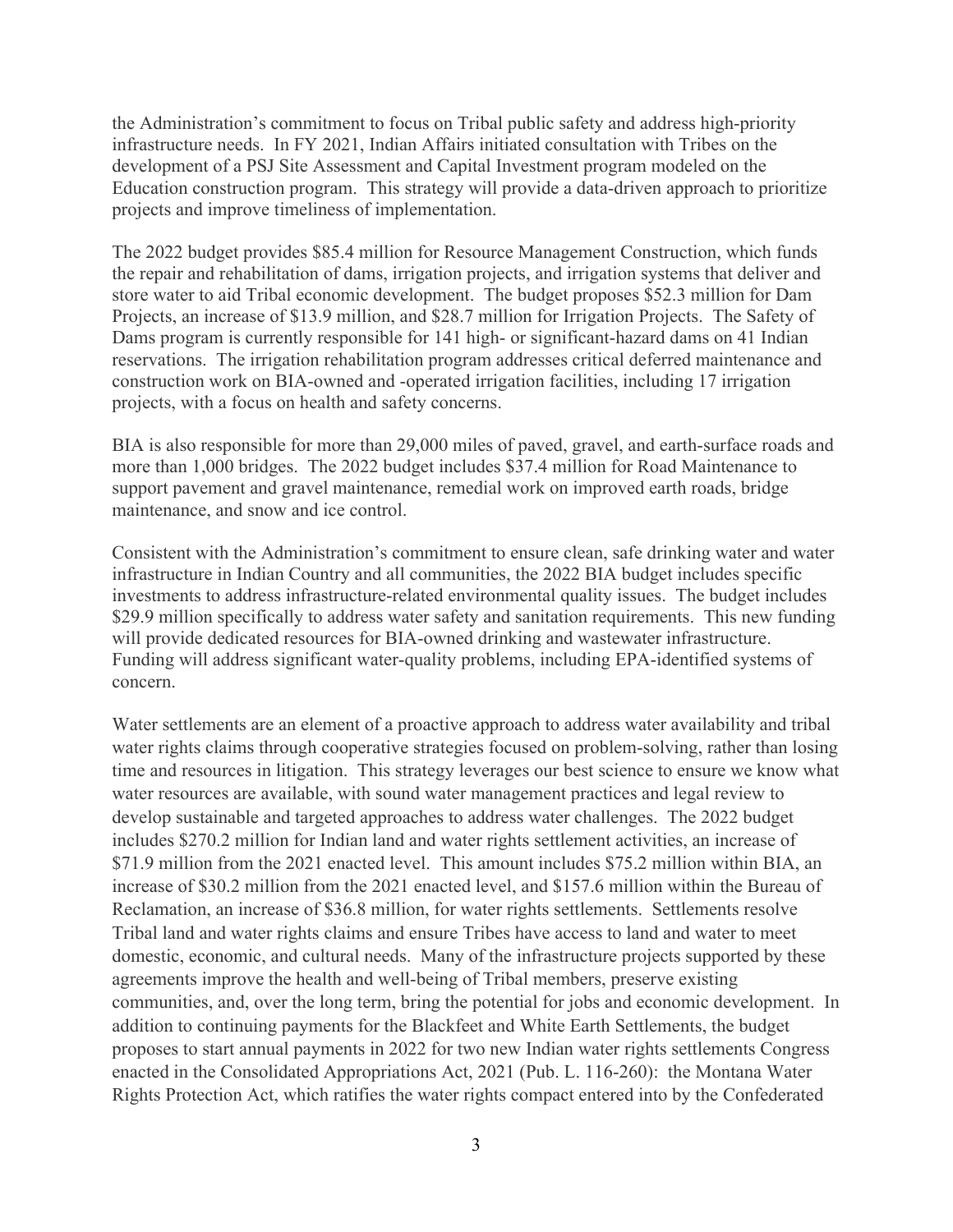the Administration's commitment to focus on Tribal public safety and address high-priority infrastructure needs. In FY 2021, Indian Affairs initiated consultation with Tribes on the development of a PSJ Site Assessment and Capital Investment program modeled on the Education construction program. This strategy will provide a data-driven approach to prioritize projects and improve timeliness of implementation.

The 2022 budget provides $85.4 million for Resource Management Construction, which funds the repair and rehabilitation of dams, irrigation projects, and irrigation systems that deliver and store water to aid Tribal economic development. The budget proposes $52.3 million for Dam Projects, an increase of $13.9 million, and $28.7 million for Irrigation Projects. The Safety of Dams program is currently responsible for 141 high- or significant-hazard dams on 41 Indian reservations. The irrigation rehabilitation program addresses critical deferred maintenance and construction work on BIA-owned and -operated irrigation facilities, including 17 irrigation projects, with a focus on health and safety concerns.

BIA is also responsible for more than 29,000 miles of paved, gravel, and earth-surface roads and more than 1,000 bridges. The 2022 budget includes $37.4 million for Road Maintenance to support pavement and gravel maintenance, remedial work on improved earth roads, bridge maintenance, and snow and ice control.

Consistent with the Administration's commitment to ensure clean, safe drinking water and water infrastructure in Indian Country and all communities, the 2022 BIA budget includes specific investments to address infrastructure-related environmental quality issues. The budget includes $29.9 million specifically to address water safety and sanitation requirements. This new funding will provide dedicated resources for BIA-owned drinking and wastewater infrastructure. Funding will address significant water-quality problems, including EPA-identified systems of concern.

Water settlements are an element of a proactive approach to address water availability and tribal water rights claims through cooperative strategies focused on problem-solving, rather than losing time and resources in litigation. This strategy leverages our best science to ensure we know what water resources are available, with sound water management practices and legal review to develop sustainable and targeted approaches to address water challenges. The 2022 budget includes $270.2 million for Indian land and water rights settlement activities, an increase of $71.9 million from the 2021 enacted level. This amount includes $75.2 million within BIA, an increase of $30.2 million from the 2021 enacted level, and $157.6 million within the Bureau of Reclamation, an increase of $36.8 million, for water rights settlements. Settlements resolve Tribal land and water rights claims and ensure Tribes have access to land and water to meet domestic, economic, and cultural needs. Many of the infrastructure projects supported by these agreements improve the health and well-being of Tribal members, preserve existing communities, and, over the long term, bring the potential for jobs and economic development. In addition to continuing payments for the Blackfeet and White Earth Settlements, the budget proposes to start annual payments in 2022 for two new Indian water rights settlements Congress enacted in the Consolidated Appropriations Act, 2021 (Pub. L. 116-260): the Montana Water Rights Protection Act, which ratifies the water rights compact entered into by the Confederated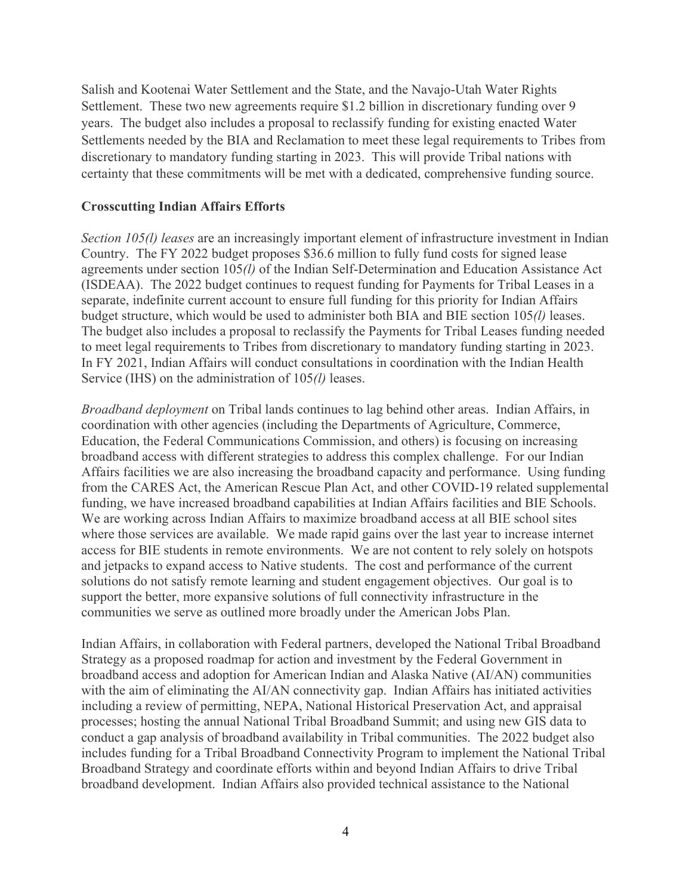Salish and Kootenai Water Settlement and the State, and the Navajo-Utah Water Rights Settlement. These two new agreements require $1.2 billion in discretionary funding over 9 years. The budget also includes a proposal to reclassify funding for existing enacted Water Settlements needed by the BIA and Reclamation to meet these legal requirements to Tribes from discretionary to mandatory funding starting in 2023. This will provide Tribal nations with certainty that these commitments will be met with a dedicated, comprehensive funding source.

**Crosscutting Indian Affairs Efforts**

*Section 105(l) leases* are an increasingly important element of infrastructure investment in Indian Country. The FY 2022 budget proposes $36.6 million to fully fund costs for signed lease agreements under section 105*(l)* of the Indian Self-Determination and Education Assistance Act (ISDEAA). The 2022 budget continues to request funding for Payments for Tribal Leases in a separate, indefinite current account to ensure full funding for this priority for Indian Affairs budget structure, which would be used to administer both BIA and BIE section 105*(l)* leases. The budget also includes a proposal to reclassify the Payments for Tribal Leases funding needed to meet legal requirements to Tribes from discretionary to mandatory funding starting in 2023. In FY 2021, Indian Affairs will conduct consultations in coordination with the Indian Health Service (IHS) on the administration of 105*(l)* leases.

*Broadband deployment* on Tribal lands continues to lag behind other areas. Indian Affairs, in coordination with other agencies (including the Departments of Agriculture, Commerce, Education, the Federal Communications Commission, and others) is focusing on increasing broadband access with different strategies to address this complex challenge. For our Indian Affairs facilities we are also increasing the broadband capacity and performance. Using funding from the CARES Act, the American Rescue Plan Act, and other COVID-19 related supplemental funding, we have increased broadband capabilities at Indian Affairs facilities and BIE Schools. We are working across Indian Affairs to maximize broadband access at all BIE school sites where those services are available. We made rapid gains over the last year to increase internet access for BIE students in remote environments. We are not content to rely solely on hotspots and jetpacks to expand access to Native students. The cost and performance of the current solutions do not satisfy remote learning and student engagement objectives. Our goal is to support the better, more expansive solutions of full connectivity infrastructure in the communities we serve as outlined more broadly under the American Jobs Plan.

Indian Affairs, in collaboration with Federal partners, developed the National Tribal Broadband Strategy as a proposed roadmap for action and investment by the Federal Government in broadband access and adoption for American Indian and Alaska Native (AI/AN) communities with the aim of eliminating the AI/AN connectivity gap. Indian Affairs has initiated activities including a review of permitting, NEPA, National Historical Preservation Act, and appraisal processes; hosting the annual National Tribal Broadband Summit; and using new GIS data to conduct a gap analysis of broadband availability in Tribal communities. The 2022 budget also includes funding for a Tribal Broadband Connectivity Program to implement the National Tribal Broadband Strategy and coordinate efforts within and beyond Indian Affairs to drive Tribal broadband development. Indian Affairs also provided technical assistance to the National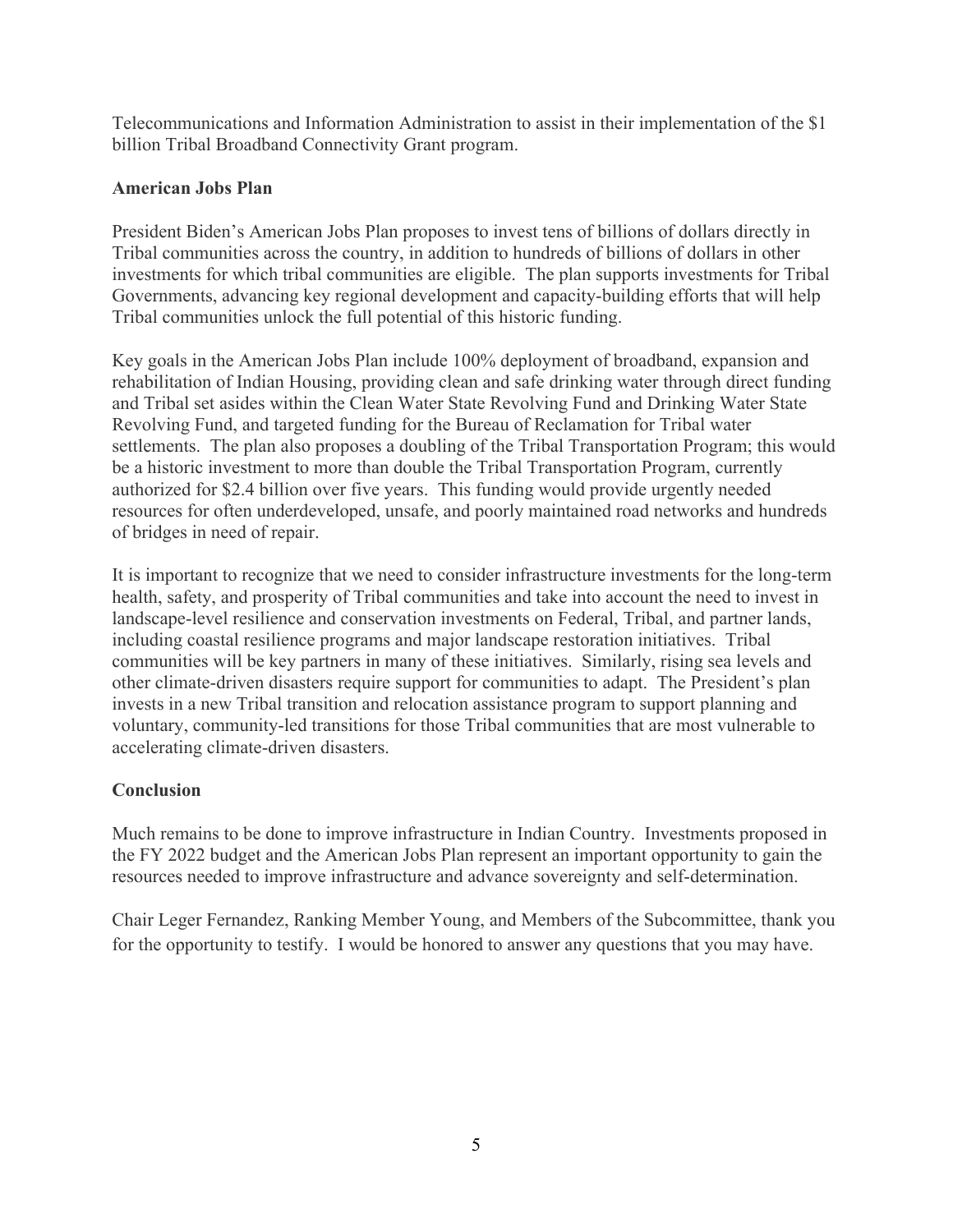Telecommunications and Information Administration to assist in their implementation of the $1 billion Tribal Broadband Connectivity Grant program.

**American Jobs Plan**

President Biden's American Jobs Plan proposes to invest tens of billions of dollars directly in Tribal communities across the country, in addition to hundreds of billions of dollars in other investments for which tribal communities are eligible. The plan supports investments for Tribal Governments, advancing key regional development and capacity-building efforts that will help Tribal communities unlock the full potential of this historic funding.

Key goals in the American Jobs Plan include 100% deployment of broadband, expansion and rehabilitation of Indian Housing, providing clean and safe drinking water through direct funding and Tribal set asides within the Clean Water State Revolving Fund and Drinking Water State Revolving Fund, and targeted funding for the Bureau of Reclamation for Tribal water settlements. The plan also proposes a doubling of the Tribal Transportation Program; this would be a historic investment to more than double the Tribal Transportation Program, currently authorized for $2.4 billion over five years. This funding would provide urgently needed resources for often underdeveloped, unsafe, and poorly maintained road networks and hundreds of bridges in need of repair.

It is important to recognize that we need to consider infrastructure investments for the long-term health, safety, and prosperity of Tribal communities and take into account the need to invest in landscape-level resilience and conservation investments on Federal, Tribal, and partner lands, including coastal resilience programs and major landscape restoration initiatives. Tribal communities will be key partners in many of these initiatives. Similarly, rising sea levels and other climate-driven disasters require support for communities to adapt. The President's plan invests in a new Tribal transition and relocation assistance program to support planning and voluntary, community-led transitions for those Tribal communities that are most vulnerable to accelerating climate-driven disasters.

**Conclusion**

Much remains to be done to improve infrastructure in Indian Country. Investments proposed in the FY 2022 budget and the American Jobs Plan represent an important opportunity to gain the resources needed to improve infrastructure and advance sovereignty and self-determination.

Chair Leger Fernandez, Ranking Member Young, and Members of the Subcommittee, thank you for the opportunity to testify. I would be honored to answer any questions that you may have.